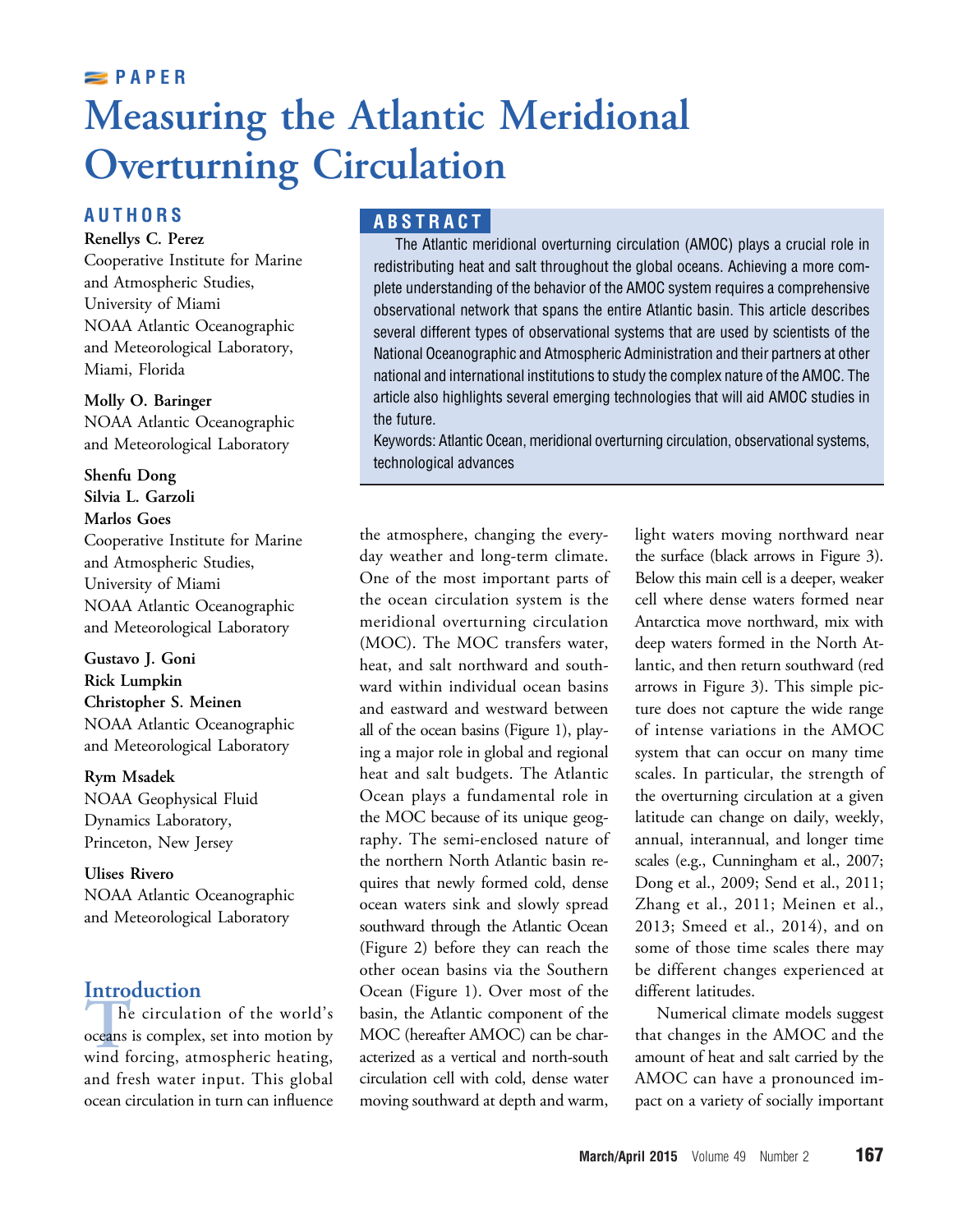PAPER

# Measuring the Atlantic Meridional Overturning Circulation

## AUTHORS

**Renellys C. Perez**
Cooperative Institute for Marine and Atmospheric Studies, University of Miami
NOAA Atlantic Oceanographic and Meteorological Laboratory, Miami, Florida

**Molly O. Baringer**
NOAA Atlantic Oceanographic and Meteorological Laboratory

**Shenfu Dong**
**Silvia L. Garzoli**
**Marlos Goes**
Cooperative Institute for Marine and Atmospheric Studies, University of Miami
NOAA Atlantic Oceanographic and Meteorological Laboratory

**Gustavo J. Goni**
**Rick Lumpkin**
**Christopher S. Meinen**
NOAA Atlantic Oceanographic and Meteorological Laboratory

**Rym Msadek**
NOAA Geophysical Fluid Dynamics Laboratory, Princeton, New Jersey

**Ulises Rivero**
NOAA Atlantic Oceanographic and Meteorological Laboratory

## ABSTRACT

The Atlantic meridional overturning circulation (AMOC) plays a crucial role in redistributing heat and salt throughout the global oceans. Achieving a more complete understanding of the behavior of the AMOC system requires a comprehensive observational network that spans the entire Atlantic basin. This article describes several different types of observational systems that are used by scientists of the National Oceanographic and Atmospheric Administration and their partners at other national and international institutions to study the complex nature of the AMOC. The article also highlights several emerging technologies that will aid AMOC studies in the future.

Keywords: Atlantic Ocean, meridional overturning circulation, observational systems, technological advances

## Introduction

The circulation of the world's oceans is complex, set into motion by wind forcing, atmospheric heating, and fresh water input. This global ocean circulation in turn can influence the atmosphere, changing the everyday weather and long-term climate. One of the most important parts of the ocean circulation system is the meridional overturning circulation (MOC). The MOC transfers water, heat, and salt northward and southward within individual ocean basins and eastward and westward between all of the ocean basins (Figure 1), playing a major role in global and regional heat and salt budgets. The Atlantic Ocean plays a fundamental role in the MOC because of its unique geography. The semi-enclosed nature of the northern North Atlantic basin requires that newly formed cold, dense ocean waters sink and slowly spread southward through the Atlantic Ocean (Figure 2) before they can reach the other ocean basins via the Southern Ocean (Figure 1). Over most of the basin, the Atlantic component of the MOC (hereafter AMOC) can be characterized as a vertical and north-south circulation cell with cold, dense water moving southward at depth and warm, light waters moving northward near the surface (black arrows in Figure 3). Below this main cell is a deeper, weaker cell where dense waters formed near Antarctica move northward, mix with deep waters formed in the North Atlantic, and then return southward (red arrows in Figure 3). This simple picture does not capture the wide range of intense variations in the AMOC system that can occur on many time scales. In particular, the strength of the overturning circulation at a given latitude can change on daily, weekly, annual, interannual, and longer time scales (e.g., Cunningham et al., 2007; Dong et al., 2009; Send et al., 2011; Zhang et al., 2011; Meinen et al., 2013; Smeed et al., 2014), and on some of those time scales there may be different changes experienced at different latitudes.

Numerical climate models suggest that changes in the AMOC and the amount of heat and salt carried by the AMOC can have a pronounced impact on a variety of socially important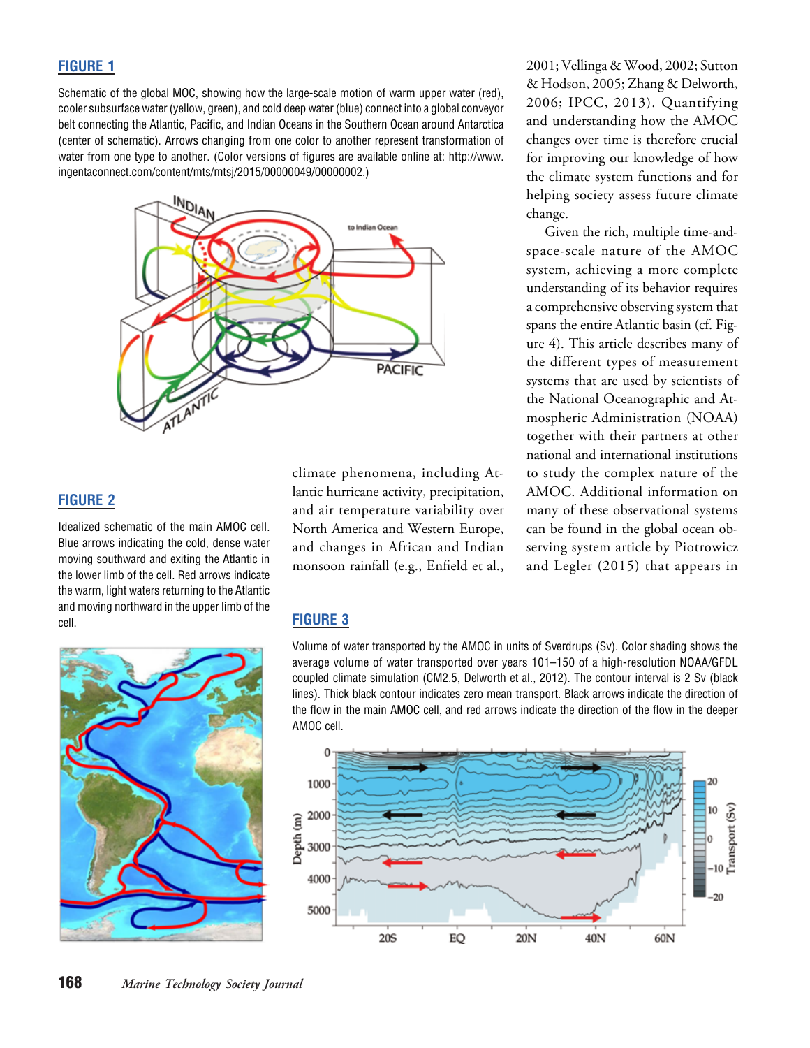**FIGURE 1**

Schematic of the global MOC, showing how the large-scale motion of warm upper water (red), cooler subsurface water (yellow, green), and cold deep water (blue) connect into a global conveyor belt connecting the Atlantic, Pacific, and Indian Oceans in the Southern Ocean around Antarctica (center of schematic). Arrows changing from one color to another represent transformation of water from one type to another. (Color versions of figures are available online at: http://www.ingentaconnect.com/content/mts/mtsj/2015/00000049/00000002.)

**FIGURE 2**

Idealized schematic of the main AMOC cell. Blue arrows indicating the cold, dense water moving southward and exiting the Atlantic in the lower limb of the cell. Red arrows indicate the warm, light waters returning to the Atlantic and moving northward in the upper limb of the cell.

climate phenomena, including Atlantic hurricane activity, precipitation, and air temperature variability over North America and Western Europe, and changes in African and Indian monsoon rainfall (e.g., Enfield et al., 2001; Vellinga & Wood, 2002; Sutton & Hodson, 2005; Zhang & Delworth, 2006; IPCC, 2013). Quantifying and understanding how the AMOC changes over time is therefore crucial for improving our knowledge of how the climate system functions and for helping society assess future climate change.

Given the rich, multiple time-and-space-scale nature of the AMOC system, achieving a more complete understanding of its behavior requires a comprehensive observing system that spans the entire Atlantic basin (cf. Figure 4). This article describes many of the different types of measurement systems that are used by scientists of the National Oceanographic and Atmospheric Administration (NOAA) together with their partners at other national and international institutions to study the complex nature of the AMOC. Additional information on many of these observational systems can be found in the global ocean observing system article by Piotrowicz and Legler (2015) that appears in

**FIGURE 3**

Volume of water transported by the AMOC in units of Sverdrups (Sv). Color shading shows the average volume of water transported over years 101–150 of a high-resolution NOAA/GFDL coupled climate simulation (CM2.5, Delworth et al., 2012). The contour interval is 2 Sv (black lines). Thick black contour indicates zero mean transport. Black arrows indicate the direction of the flow in the main AMOC cell, and red arrows indicate the direction of the flow in the deeper AMOC cell.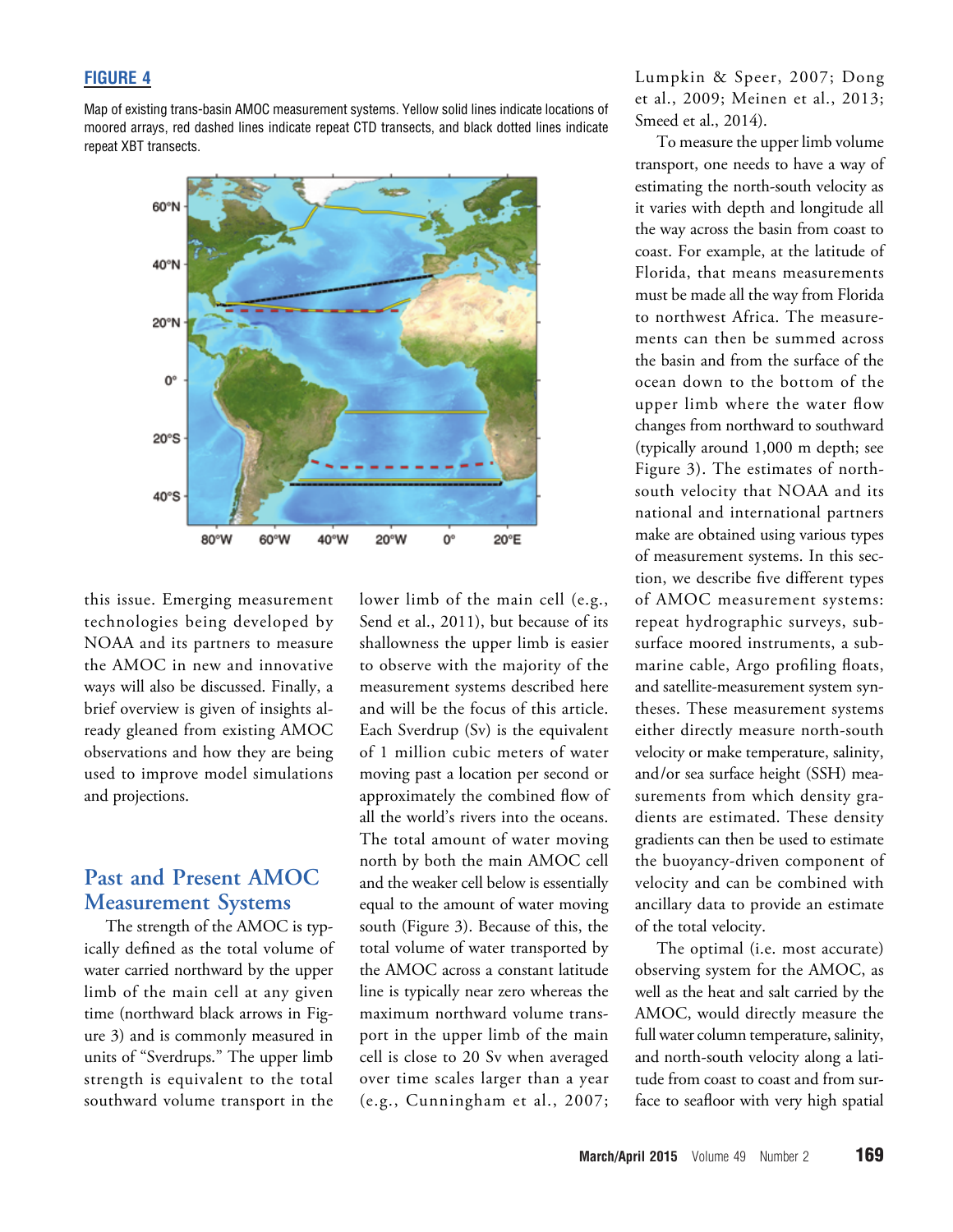**FIGURE 4**

Map of existing trans-basin AMOC measurement systems. Yellow solid lines indicate locations of moored arrays, red dashed lines indicate repeat CTD transects, and black dotted lines indicate repeat XBT transects.

this issue. Emerging measurement technologies being developed by NOAA and its partners to measure the AMOC in new and innovative ways will also be discussed. Finally, a brief overview is given of insights already gleaned from existing AMOC observations and how they are being used to improve model simulations and projections.

## Past and Present AMOC Measurement Systems

The strength of the AMOC is typically defined as the total volume of water carried northward by the upper limb of the main cell at any given time (northward black arrows in Figure 3) and is commonly measured in units of "Sverdrups." The upper limb strength is equivalent to the total southward volume transport in the lower limb of the main cell (e.g., Send et al., 2011), but because of its shallowness the upper limb is easier to observe with the majority of the measurement systems described here and will be the focus of this article. Each Sverdrup (Sv) is the equivalent of 1 million cubic meters of water moving past a location per second or approximately the combined flow of all the world's rivers into the oceans. The total amount of water moving north by both the main AMOC cell and the weaker cell below is essentially equal to the amount of water moving south (Figure 3). Because of this, the total volume of water transported by the AMOC across a constant latitude line is typically near zero whereas the maximum northward volume transport in the upper limb of the main cell is close to 20 Sv when averaged over time scales larger than a year (e.g., Cunningham et al., 2007; Lumpkin & Speer, 2007; Dong et al., 2009; Meinen et al., 2013; Smeed et al., 2014).

To measure the upper limb volume transport, one needs to have a way of estimating the north-south velocity as it varies with depth and longitude all the way across the basin from coast to coast. For example, at the latitude of Florida, that means measurements must be made all the way from Florida to northwest Africa. The measurements can then be summed across the basin and from the surface of the ocean down to the bottom of the upper limb where the water flow changes from northward to southward (typically around 1,000 m depth; see Figure 3). The estimates of north-south velocity that NOAA and its national and international partners make are obtained using various types of measurement systems. In this section, we describe five different types of AMOC measurement systems: repeat hydrographic surveys, subsurface moored instruments, a submarine cable, Argo profiling floats, and satellite-measurement system syntheses. These measurement systems either directly measure north-south velocity or make temperature, salinity, and/or sea surface height (SSH) measurements from which density gradients are estimated. These density gradients can then be used to estimate the buoyancy-driven component of velocity and can be combined with ancillary data to provide an estimate of the total velocity.

The optimal (i.e. most accurate) observing system for the AMOC, as well as the heat and salt carried by the AMOC, would directly measure the full water column temperature, salinity, and north-south velocity along a latitude from coast to coast and from surface to seafloor with very high spatial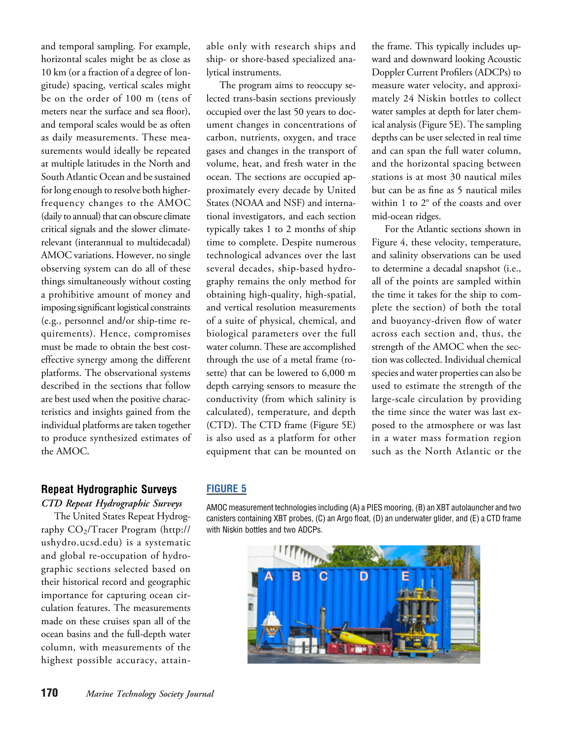and temporal sampling. For example, horizontal scales might be as close as 10 km (or a fraction of a degree of longitude) spacing, vertical scales might be on the order of 100 m (tens of meters near the surface and sea floor), and temporal scales would be as often as daily measurements. These measurements would ideally be repeated at multiple latitudes in the North and South Atlantic Ocean and be sustained for long enough to resolve both higher-frequency changes to the AMOC (daily to annual) that can obscure climate critical signals and the slower climate-relevant (interannual to multidecadal) AMOC variations. However, no single observing system can do all of these things simultaneously without costing a prohibitive amount of money and imposing significant logistical constraints (e.g., personnel and/or ship-time requirements). Hence, compromises must be made to obtain the best cost-effective synergy among the different platforms. The observational systems described in the sections that follow are best used when the positive characteristics and insights gained from the individual platforms are taken together to produce synthesized estimates of the AMOC.

## Repeat Hydrographic Surveys

### *CTD Repeat Hydrographic Surveys*

The United States Repeat Hydrography $CO_2$/Tracer Program (http://ushydro.ucsd.edu) is a systematic and global re-occupation of hydrographic sections selected based on their historical record and geographic importance for capturing ocean circulation features. The measurements made on these cruises span all of the ocean basins and the full-depth water column, with measurements of the highest possible accuracy, attainable only with research ships and ship- or shore-based specialized analytical instruments.

The program aims to reoccupy selected trans-basin sections previously occupied over the last 50 years to document changes in concentrations of carbon, nutrients, oxygen, and trace gases and changes in the transport of volume, heat, and fresh water in the ocean. The sections are occupied approximately every decade by United States (NOAA and NSF) and international investigators, and each section typically takes 1 to 2 months of ship time to complete. Despite numerous technological advances over the last several decades, ship-based hydrography remains the only method for obtaining high-quality, high-spatial, and vertical resolution measurements of a suite of physical, chemical, and biological parameters over the full water column. These are accomplished through the use of a metal frame (rosette) that can be lowered to 6,000 m depth carrying sensors to measure the conductivity (from which salinity is calculated), temperature, and depth (CTD). The CTD frame (Figure 5E) is also used as a platform for other equipment that can be mounted on the frame. This typically includes upward and downward looking Acoustic Doppler Current Profilers (ADCPs) to measure water velocity, and approximately 24 Niskin bottles to collect water samples at depth for later chemical analysis (Figure 5E). The sampling depths can be user selected in real time and can span the full water column, and the horizontal spacing between stations is at most 30 nautical miles but can be as fine as 5 nautical miles within 1 to 2° of the coasts and over mid-ocean ridges.

For the Atlantic sections shown in Figure 4, these velocity, temperature, and salinity observations can be used to determine a decadal snapshot (i.e., all of the points are sampled within the time it takes for the ship to complete the section) of both the total and buoyancy-driven flow of water across each section and, thus, the strength of the AMOC when the section was collected. Individual chemical species and water properties can also be used to estimate the strength of the large-scale circulation by providing the time since the water was last exposed to the atmosphere or was last in a water mass formation region such as the North Atlantic or the

**FIGURE 5**

AMOC measurement technologies including (A) a PIES mooring, (B) an XBT autolauncher and two canisters containing XBT probes, (C) an Argo float, (D) an underwater glider, and (E) a CTD frame with Niskin bottles and two ADCPs.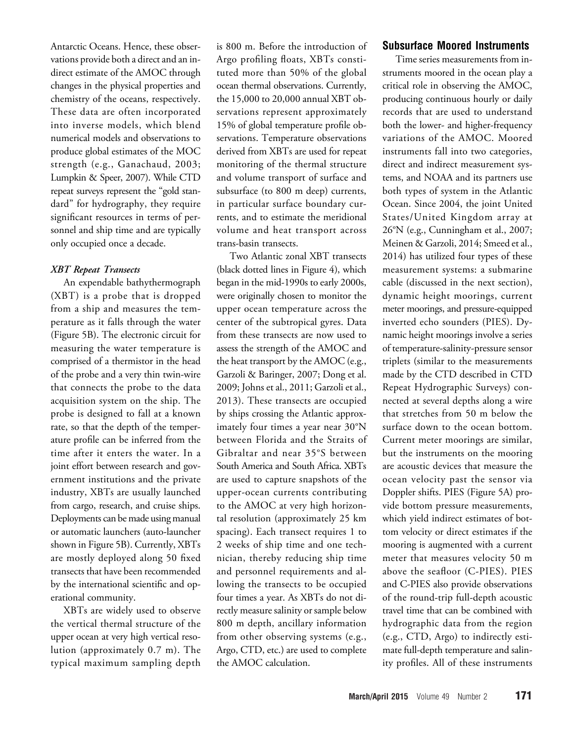Antarctic Oceans. Hence, these observations provide both a direct and an indirect estimate of the AMOC through changes in the physical properties and chemistry of the oceans, respectively. These data are often incorporated into inverse models, which blend numerical models and observations to produce global estimates of the MOC strength (e.g., Ganachaud, 2003; Lumpkin & Speer, 2007). While CTD repeat surveys represent the "gold standard" for hydrography, they require significant resources in terms of personnel and ship time and are typically only occupied once a decade.

### *XBT Repeat Transects*

An expendable bathythermograph (XBT) is a probe that is dropped from a ship and measures the temperature as it falls through the water (Figure 5B). The electronic circuit for measuring the water temperature is comprised of a thermistor in the head of the probe and a very thin twin-wire that connects the probe to the data acquisition system on the ship. The probe is designed to fall at a known rate, so that the depth of the temperature profile can be inferred from the time after it enters the water. In a joint effort between research and government institutions and the private industry, XBTs are usually launched from cargo, research, and cruise ships. Deployments can be made using manual or automatic launchers (auto-launcher shown in Figure 5B). Currently, XBTs are mostly deployed along 50 fixed transects that have been recommended by the international scientific and operational community.

XBTs are widely used to observe the vertical thermal structure of the upper ocean at very high vertical resolution (approximately 0.7 m). The typical maximum sampling depth is 800 m. Before the introduction of Argo profiling floats, XBTs constituted more than 50% of the global ocean thermal observations. Currently, the 15,000 to 20,000 annual XBT observations represent approximately 15% of global temperature profile observations. Temperature observations derived from XBTs are used for repeat monitoring of the thermal structure and volume transport of surface and subsurface (to 800 m deep) currents, in particular surface boundary currents, and to estimate the meridional volume and heat transport across trans-basin transects.

Two Atlantic zonal XBT transects (black dotted lines in Figure 4), which began in the mid-1990s to early 2000s, were originally chosen to monitor the upper ocean temperature across the center of the subtropical gyres. Data from these transects are now used to assess the strength of the AMOC and the heat transport by the AMOC (e.g., Garzoli & Baringer, 2007; Dong et al. 2009; Johns et al., 2011; Garzoli et al., 2013). These transects are occupied by ships crossing the Atlantic approximately four times a year near 30°N between Florida and the Straits of Gibraltar and near 35°S between South America and South Africa. XBTs are used to capture snapshots of the upper-ocean currents contributing to the AMOC at very high horizontal resolution (approximately 25 km spacing). Each transect requires 1 to 2 weeks of ship time and one technician, thereby reducing ship time and personnel requirements and allowing the transects to be occupied four times a year. As XBTs do not directly measure salinity or sample below 800 m depth, ancillary information from other observing systems (e.g., Argo, CTD, etc.) are used to complete the AMOC calculation.

## Subsurface Moored Instruments

Time series measurements from instruments moored in the ocean play a critical role in observing the AMOC, producing continuous hourly or daily records that are used to understand both the lower- and higher-frequency variations of the AMOC. Moored instruments fall into two categories, direct and indirect measurement systems, and NOAA and its partners use both types of system in the Atlantic Ocean. Since 2004, the joint United States/United Kingdom array at 26°N (e.g., Cunningham et al., 2007; Meinen & Garzoli, 2014; Smeed et al., 2014) has utilized four types of these measurement systems: a submarine cable (discussed in the next section), dynamic height moorings, current meter moorings, and pressure-equipped inverted echo sounders (PIES). Dynamic height moorings involve a series of temperature-salinity-pressure sensor triplets (similar to the measurements made by the CTD described in CTD Repeat Hydrographic Surveys) connected at several depths along a wire that stretches from 50 m below the surface down to the ocean bottom. Current meter moorings are similar, but the instruments on the mooring are acoustic devices that measure the ocean velocity past the sensor via Doppler shifts. PIES (Figure 5A) provide bottom pressure measurements, which yield indirect estimates of bottom velocity or direct estimates if the mooring is augmented with a current meter that measures velocity 50 m above the seafloor (C-PIES). PIES and C-PIES also provide observations of the round-trip full-depth acoustic travel time that can be combined with hydrographic data from the region (e.g., CTD, Argo) to indirectly estimate full-depth temperature and salinity profiles. All of these instruments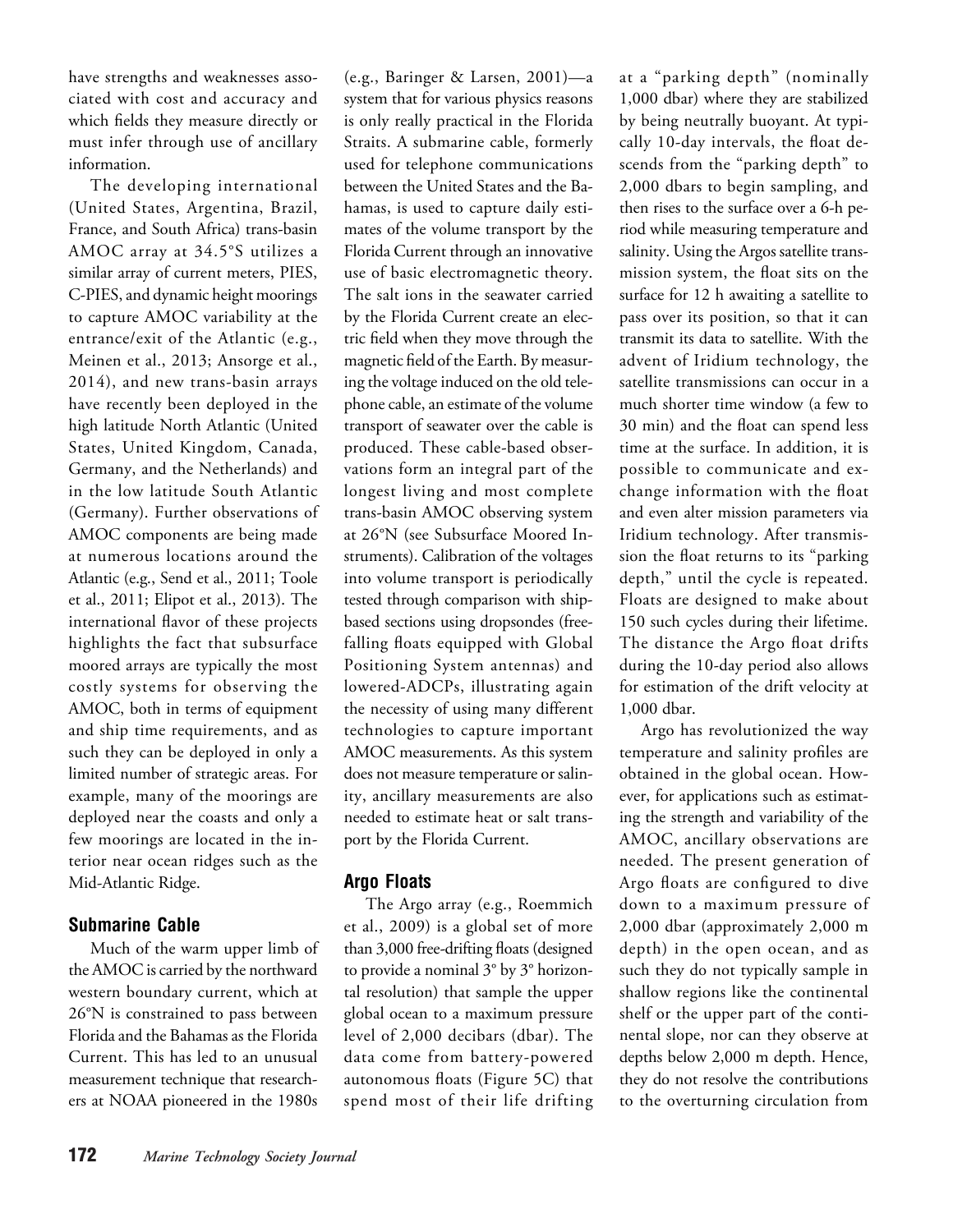have strengths and weaknesses associated with cost and accuracy and which fields they measure directly or must infer through use of ancillary information.

The developing international (United States, Argentina, Brazil, France, and South Africa) trans-basin AMOC array at 34.5°S utilizes a similar array of current meters, PIES, C-PIES, and dynamic height moorings to capture AMOC variability at the entrance/exit of the Atlantic (e.g., Meinen et al., 2013; Ansorge et al., 2014), and new trans-basin arrays have recently been deployed in the high latitude North Atlantic (United States, United Kingdom, Canada, Germany, and the Netherlands) and in the low latitude South Atlantic (Germany). Further observations of AMOC components are being made at numerous locations around the Atlantic (e.g., Send et al., 2011; Toole et al., 2011; Elipot et al., 2013). The international flavor of these projects highlights the fact that subsurface moored arrays are typically the most costly systems for observing the AMOC, both in terms of equipment and ship time requirements, and as such they can be deployed in only a limited number of strategic areas. For example, many of the moorings are deployed near the coasts and only a few moorings are located in the interior near ocean ridges such as the Mid-Atlantic Ridge.

### Submarine Cable

Much of the warm upper limb of the AMOC is carried by the northward western boundary current, which at 26°N is constrained to pass between Florida and the Bahamas as the Florida Current. This has led to an unusual measurement technique that researchers at NOAA pioneered in the 1980s (e.g., Baringer & Larsen, 2001)—a system that for various physics reasons is only really practical in the Florida Straits. A submarine cable, formerly used for telephone communications between the United States and the Bahamas, is used to capture daily estimates of the volume transport by the Florida Current through an innovative use of basic electromagnetic theory. The salt ions in the seawater carried by the Florida Current create an electric field when they move through the magnetic field of the Earth. By measuring the voltage induced on the old telephone cable, an estimate of the volume transport of seawater over the cable is produced. These cable-based observations form an integral part of the longest living and most complete trans-basin AMOC observing system at 26°N (see Subsurface Moored Instruments). Calibration of the voltages into volume transport is periodically tested through comparison with ship-based sections using dropsondes (free-falling floats equipped with Global Positioning System antennas) and lowered-ADCPs, illustrating again the necessity of using many different technologies to capture important AMOC measurements. As this system does not measure temperature or salinity, ancillary measurements are also needed to estimate heat or salt transport by the Florida Current.

### Argo Floats

The Argo array (e.g., Roemmich et al., 2009) is a global set of more than 3,000 free-drifting floats (designed to provide a nominal 3° by 3° horizontal resolution) that sample the upper global ocean to a maximum pressure level of 2,000 decibars (dbar). The data come from battery-powered autonomous floats (Figure 5C) that spend most of their life drifting at a "parking depth" (nominally 1,000 dbar) where they are stabilized by being neutrally buoyant. At typically 10-day intervals, the float descends from the "parking depth" to 2,000 dbars to begin sampling, and then rises to the surface over a 6-h period while measuring temperature and salinity. Using the Argos satellite transmission system, the float sits on the surface for 12 h awaiting a satellite to pass over its position, so that it can transmit its data to satellite. With the advent of Iridium technology, the satellite transmissions can occur in a much shorter time window (a few to 30 min) and the float can spend less time at the surface. In addition, it is possible to communicate and exchange information with the float and even alter mission parameters via Iridium technology. After transmission the float returns to its "parking depth," until the cycle is repeated. Floats are designed to make about 150 such cycles during their lifetime. The distance the Argo float drifts during the 10-day period also allows for estimation of the drift velocity at 1,000 dbar.

Argo has revolutionized the way temperature and salinity profiles are obtained in the global ocean. However, for applications such as estimating the strength and variability of the AMOC, ancillary observations are needed. The present generation of Argo floats are configured to dive down to a maximum pressure of 2,000 dbar (approximately 2,000 m depth) in the open ocean, and as such they do not typically sample in shallow regions like the continental shelf or the upper part of the continental slope, nor can they observe at depths below 2,000 m depth. Hence, they do not resolve the contributions to the overturning circulation from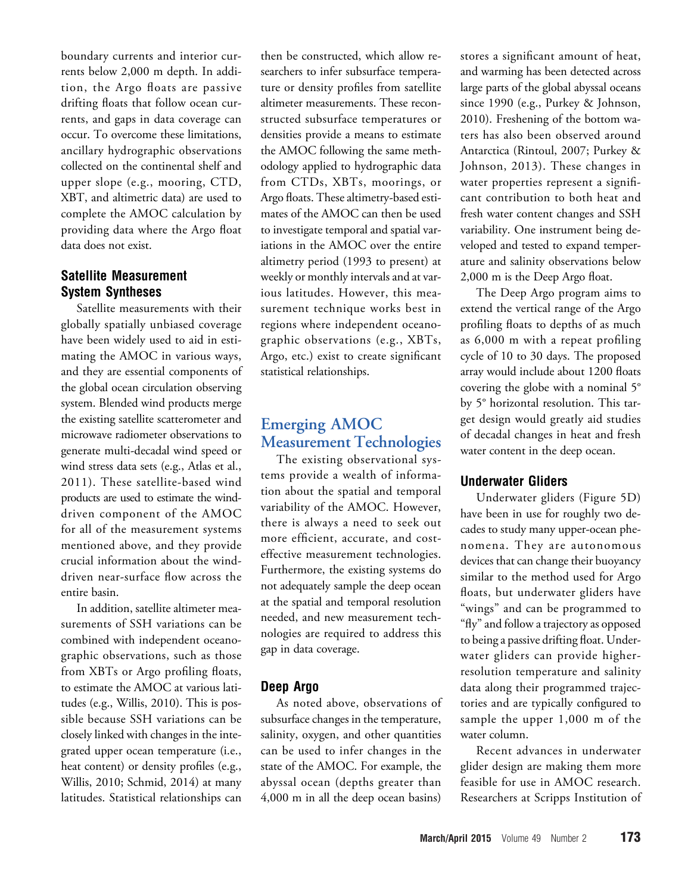boundary currents and interior currents below 2,000 m depth. In addition, the Argo floats are passive drifting floats that follow ocean currents, and gaps in data coverage can occur. To overcome these limitations, ancillary hydrographic observations collected on the continental shelf and upper slope (e.g., mooring, CTD, XBT, and altimetric data) are used to complete the AMOC calculation by providing data where the Argo float data does not exist.

### Satellite Measurement System Syntheses

Satellite measurements with their globally spatially unbiased coverage have been widely used to aid in estimating the AMOC in various ways, and they are essential components of the global ocean circulation observing system. Blended wind products merge the existing satellite scatterometer and microwave radiometer observations to generate multi-decadal wind speed or wind stress data sets (e.g., Atlas et al., 2011). These satellite-based wind products are used to estimate the wind-driven component of the AMOC for all of the measurement systems mentioned above, and they provide crucial information about the wind-driven near-surface flow across the entire basin.

In addition, satellite altimeter measurements of SSH variations can be combined with independent oceanographic observations, such as those from XBTs or Argo profiling floats, to estimate the AMOC at various latitudes (e.g., Willis, 2010). This is possible because SSH variations can be closely linked with changes in the integrated upper ocean temperature (i.e., heat content) or density profiles (e.g., Willis, 2010; Schmid, 2014) at many latitudes. Statistical relationships can then be constructed, which allow researchers to infer subsurface temperature or density profiles from satellite altimeter measurements. These reconstructed subsurface temperatures or densities provide a means to estimate the AMOC following the same methodology applied to hydrographic data from CTDs, XBTs, moorings, or Argo floats. These altimetry-based estimates of the AMOC can then be used to investigate temporal and spatial variations in the AMOC over the entire altimetry period (1993 to present) at weekly or monthly intervals and at various latitudes. However, this measurement technique works best in regions where independent oceanographic observations (e.g., XBTs, Argo, etc.) exist to create significant statistical relationships.

## Emerging AMOC Measurement Technologies

The existing observational systems provide a wealth of information about the spatial and temporal variability of the AMOC. However, there is always a need to seek out more efficient, accurate, and cost-effective measurement technologies. Furthermore, the existing systems do not adequately sample the deep ocean at the spatial and temporal resolution needed, and new measurement technologies are required to address this gap in data coverage.

### Deep Argo

As noted above, observations of subsurface changes in the temperature, salinity, oxygen, and other quantities can be used to infer changes in the state of the AMOC. For example, the abyssal ocean (depths greater than 4,000 m in all the deep ocean basins) stores a significant amount of heat, and warming has been detected across large parts of the global abyssal oceans since 1990 (e.g., Purkey & Johnson, 2010). Freshening of the bottom waters has also been observed around Antarctica (Rintoul, 2007; Purkey & Johnson, 2013). These changes in water properties represent a significant contribution to both heat and fresh water content changes and SSH variability. One instrument being developed and tested to expand temperature and salinity observations below 2,000 m is the Deep Argo float.

The Deep Argo program aims to extend the vertical range of the Argo profiling floats to depths of as much as 6,000 m with a repeat profiling cycle of 10 to 30 days. The proposed array would include about 1200 floats covering the globe with a nominal 5° by 5° horizontal resolution. This target design would greatly aid studies of decadal changes in heat and fresh water content in the deep ocean.

### Underwater Gliders

Underwater gliders (Figure 5D) have been in use for roughly two decades to study many upper-ocean phenomena. They are autonomous devices that can change their buoyancy similar to the method used for Argo floats, but underwater gliders have "wings" and can be programmed to "fly" and follow a trajectory as opposed to being a passive drifting float. Underwater gliders can provide higher-resolution temperature and salinity data along their programmed trajectories and are typically configured to sample the upper 1,000 m of the water column.

Recent advances in underwater glider design are making them more feasible for use in AMOC research. Researchers at Scripps Institution of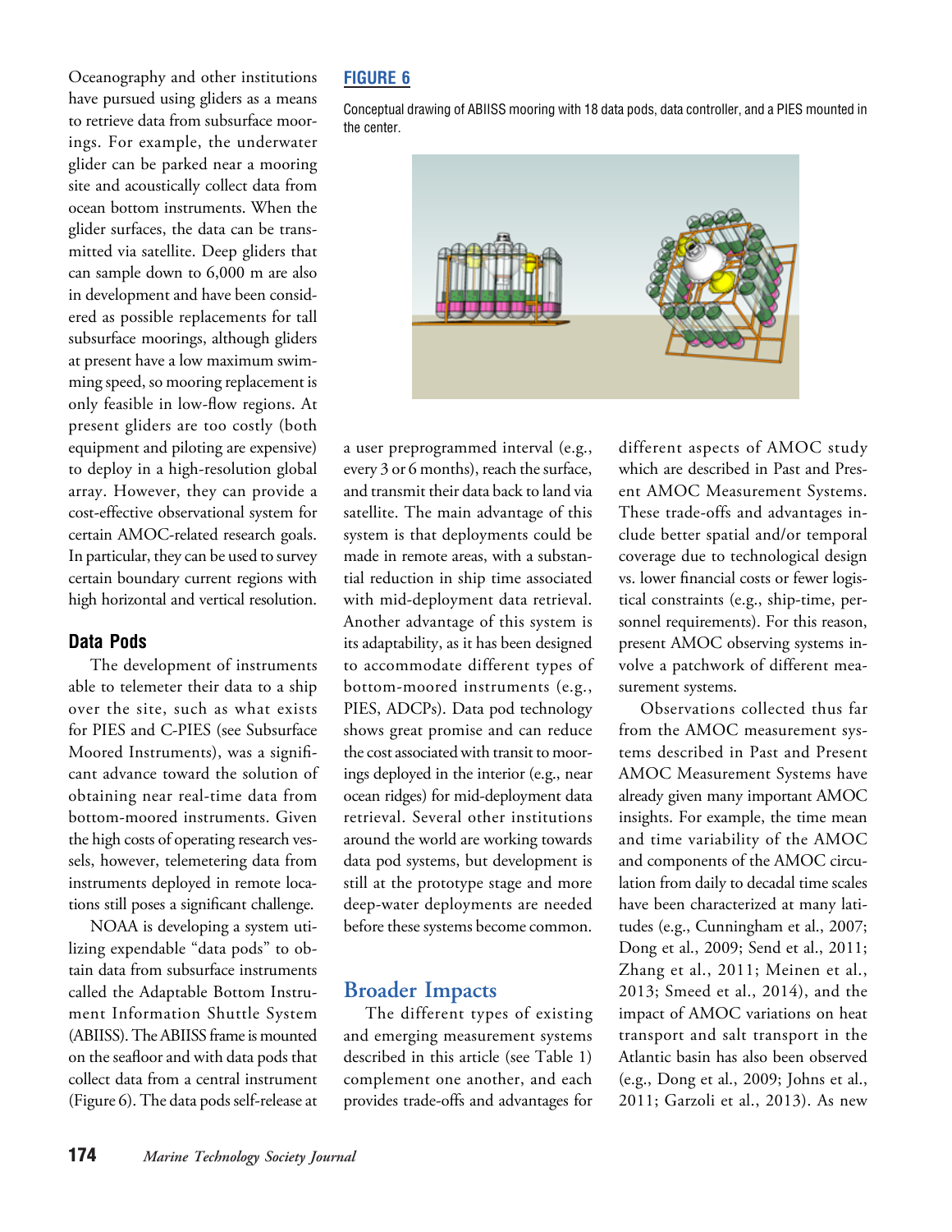Oceanography and other institutions have pursued using gliders as a means to retrieve data from subsurface moorings. For example, the underwater glider can be parked near a mooring site and acoustically collect data from ocean bottom instruments. When the glider surfaces, the data can be transmitted via satellite. Deep gliders that can sample down to 6,000 m are also in development and have been considered as possible replacements for tall subsurface moorings, although gliders at present have a low maximum swimming speed, so mooring replacement is only feasible in low-flow regions. At present gliders are too costly (both equipment and piloting are expensive) to deploy in a high-resolution global array. However, they can provide a cost-effective observational system for certain AMOC-related research goals. In particular, they can be used to survey certain boundary current regions with high horizontal and vertical resolution.

### Data Pods

The development of instruments able to telemeter their data to a ship over the site, such as what exists for PIES and C-PIES (see Subsurface Moored Instruments), was a significant advance toward the solution of obtaining near real-time data from bottom-moored instruments. Given the high costs of operating research vessels, however, telemetering data from instruments deployed in remote locations still poses a significant challenge.

NOAA is developing a system utilizing expendable "data pods" to obtain data from subsurface instruments called the Adaptable Bottom Instrument Information Shuttle System (ABIISS). The ABIISS frame is mounted on the seafloor and with data pods that collect data from a central instrument (Figure 6). The data pods self-release at a user preprogrammed interval (e.g., every 3 or 6 months), reach the surface, and transmit their data back to land via satellite. The main advantage of this system is that deployments could be made in remote areas, with a substantial reduction in ship time associated with mid-deployment data retrieval. Another advantage of this system is its adaptability, as it has been designed to accommodate different types of bottom-moored instruments (e.g., PIES, ADCPs). Data pod technology shows great promise and can reduce the cost associated with transit to moorings deployed in the interior (e.g., near ocean ridges) for mid-deployment data retrieval. Several other institutions around the world are working towards data pod systems, but development is still at the prototype stage and more deep-water deployments are needed before these systems become common.

**FIGURE 6**

Conceptual drawing of ABIISS mooring with 18 data pods, data controller, and a PIES mounted in the center.

## Broader Impacts

The different types of existing and emerging measurement systems described in this article (see Table 1) complement one another, and each provides trade-offs and advantages for different aspects of AMOC study which are described in Past and Present AMOC Measurement Systems. These trade-offs and advantages include better spatial and/or temporal coverage due to technological design vs. lower financial costs or fewer logistical constraints (e.g., ship-time, personnel requirements). For this reason, present AMOC observing systems involve a patchwork of different measurement systems.

Observations collected thus far from the AMOC measurement systems described in Past and Present AMOC Measurement Systems have already given many important AMOC insights. For example, the time mean and time variability of the AMOC and components of the AMOC circulation from daily to decadal time scales have been characterized at many latitudes (e.g., Cunningham et al., 2007; Dong et al., 2009; Send et al., 2011; Zhang et al., 2011; Meinen et al., 2013; Smeed et al., 2014), and the impact of AMOC variations on heat transport and salt transport in the Atlantic basin has also been observed (e.g., Dong et al., 2009; Johns et al., 2011; Garzoli et al., 2013). As new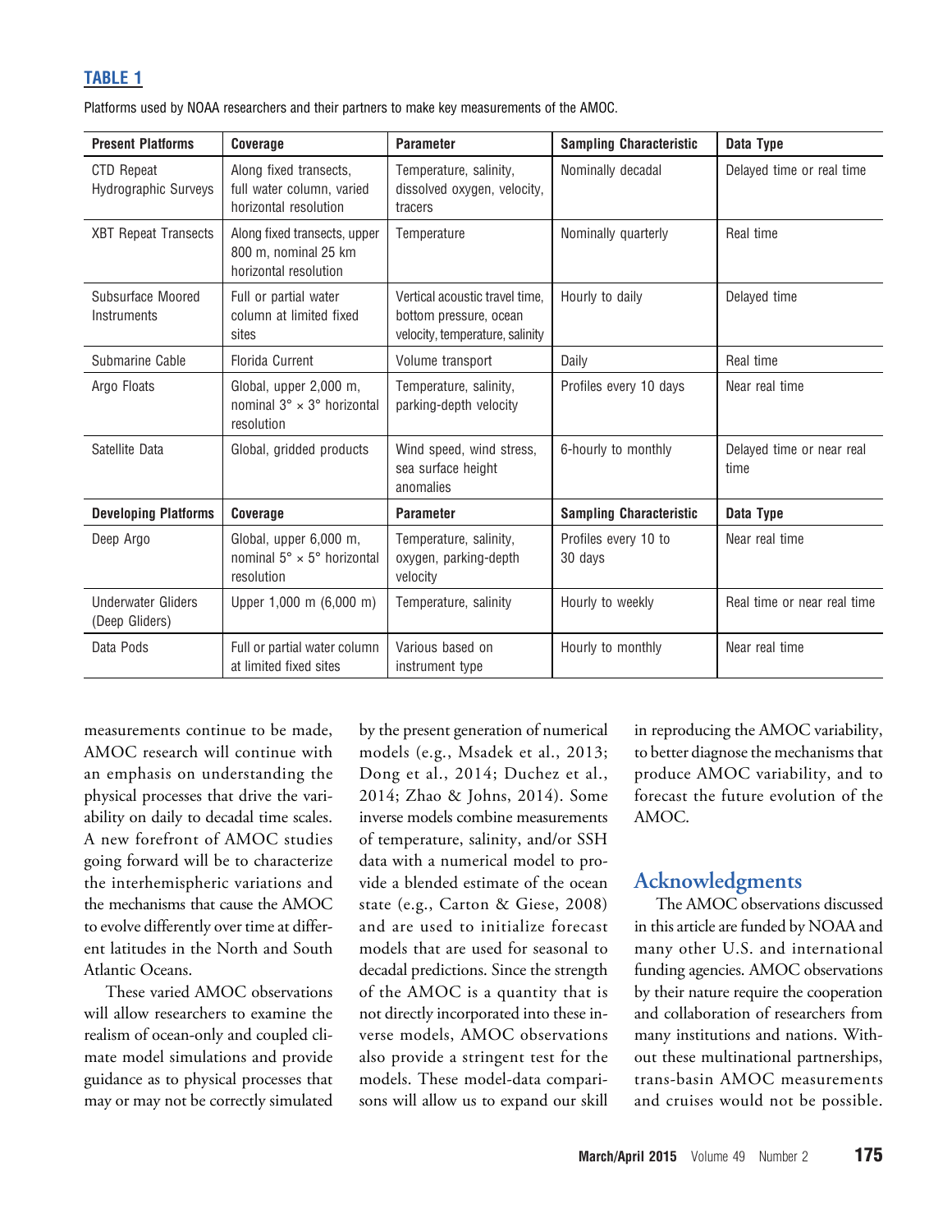**TABLE 1**

Platforms used by NOAA researchers and their partners to make key measurements of the AMOC.

| Present Platforms | Coverage | Parameter | Sampling Characteristic | Data Type |
|---|---|---|---|---|
| CTD Repeat Hydrographic Surveys | Along fixed transects, full water column, varied horizontal resolution | Temperature, salinity, dissolved oxygen, velocity, tracers | Nominally decadal | Delayed time or real time |
| XBT Repeat Transects | Along fixed transects, upper 800 m, nominal 25 km horizontal resolution | Temperature | Nominally quarterly | Real time |
| Subsurface Moored Instruments | Full or partial water column at limited fixed sites | Vertical acoustic travel time, bottom pressure, ocean velocity, temperature, salinity | Hourly to daily | Delayed time |
| Submarine Cable | Florida Current | Volume transport | Daily | Real time |
| Argo Floats | Global, upper 2,000 m, nominal 3° × 3° horizontal resolution | Temperature, salinity, parking-depth velocity | Profiles every 10 days | Near real time |
| Satellite Data | Global, gridded products | Wind speed, wind stress, sea surface height anomalies | 6-hourly to monthly | Delayed time or near real time |
| **Developing Platforms** | **Coverage** | **Parameter** | **Sampling Characteristic** | **Data Type** |
| Deep Argo | Global, upper 6,000 m, nominal 5° × 5° horizontal resolution | Temperature, salinity, oxygen, parking-depth velocity | Profiles every 10 to 30 days | Near real time |
| Underwater Gliders (Deep Gliders) | Upper 1,000 m (6,000 m) | Temperature, salinity | Hourly to weekly | Real time or near real time |
| Data Pods | Full or partial water column at limited fixed sites | Various based on instrument type | Hourly to monthly | Near real time |

measurements continue to be made, AMOC research will continue with an emphasis on understanding the physical processes that drive the variability on daily to decadal time scales. A new forefront of AMOC studies going forward will be to characterize the interhemispheric variations and the mechanisms that cause the AMOC to evolve differently over time at different latitudes in the North and South Atlantic Oceans.

These varied AMOC observations will allow researchers to examine the realism of ocean-only and coupled climate model simulations and provide guidance as to physical processes that may or may not be correctly simulated by the present generation of numerical models (e.g., Msadek et al., 2013; Dong et al., 2014; Duchez et al., 2014; Zhao & Johns, 2014). Some inverse models combine measurements of temperature, salinity, and/or SSH data with a numerical model to provide a blended estimate of the ocean state (e.g., Carton & Giese, 2008) and are used to initialize forecast models that are used for seasonal to decadal predictions. Since the strength of the AMOC is a quantity that is not directly incorporated into these inverse models, AMOC observations also provide a stringent test for the models. These model-data comparisons will allow us to expand our skill in reproducing the AMOC variability, to better diagnose the mechanisms that produce AMOC variability, and to forecast the future evolution of the AMOC.

## Acknowledgments

The AMOC observations discussed in this article are funded by NOAA and many other U.S. and international funding agencies. AMOC observations by their nature require the cooperation and collaboration of researchers from many institutions and nations. Without these multinational partnerships, trans-basin AMOC measurements and cruises would not be possible.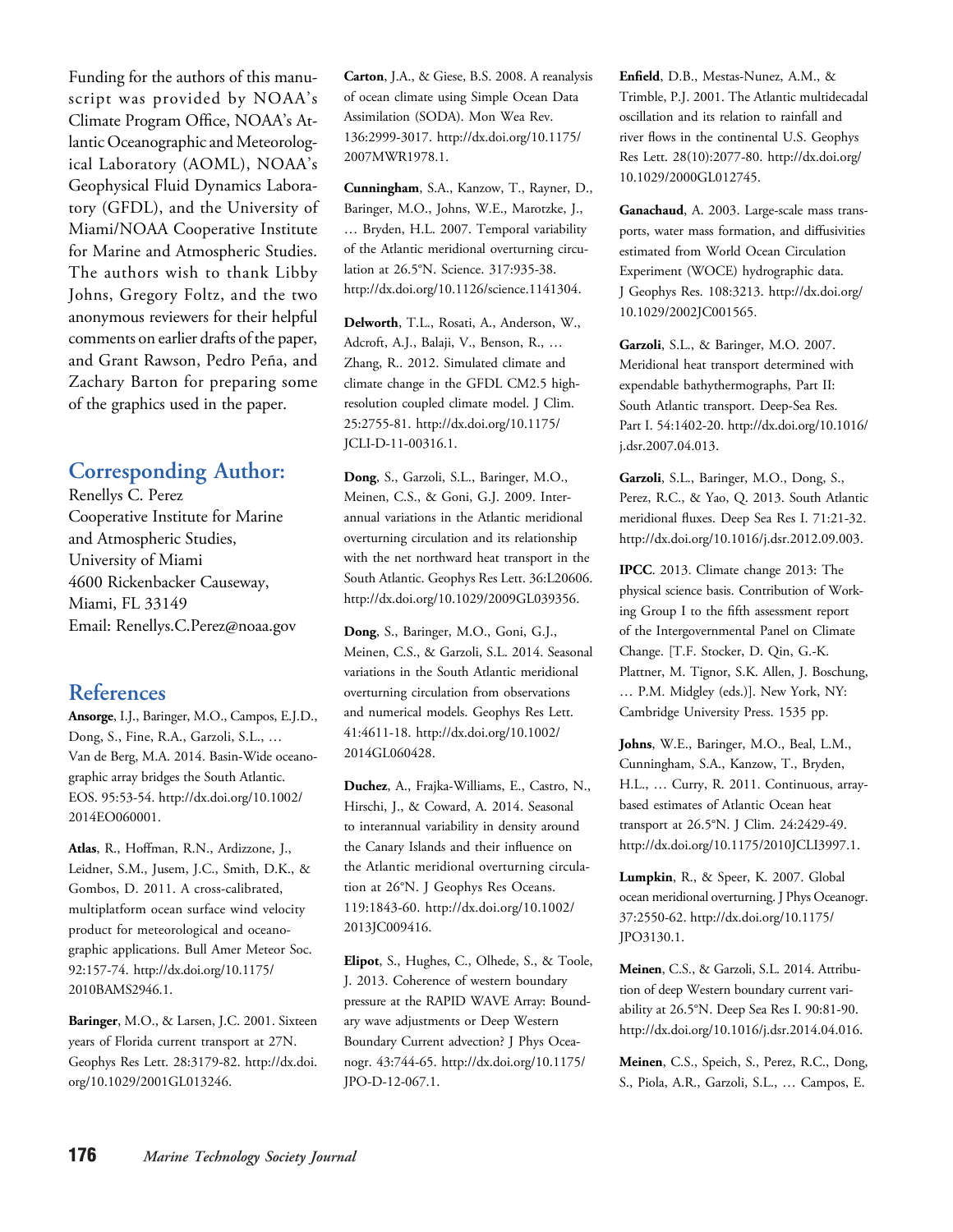Funding for the authors of this manuscript was provided by NOAA's Climate Program Office, NOAA's Atlantic Oceanographic and Meteorological Laboratory (AOML), NOAA's Geophysical Fluid Dynamics Laboratory (GFDL), and the University of Miami/NOAA Cooperative Institute for Marine and Atmospheric Studies. The authors wish to thank Libby Johns, Gregory Foltz, and the two anonymous reviewers for their helpful comments on earlier drafts of the paper, and Grant Rawson, Pedro Peña, and Zachary Barton for preparing some of the graphics used in the paper.

## Corresponding Author:

Renellys C. Perez
Cooperative Institute for Marine and Atmospheric Studies,
University of Miami
4600 Rickenbacker Causeway,
Miami, FL 33149
Email: Renellys.C.Perez@noaa.gov

## References

**Ansorge**, I.J., Baringer, M.O., Campos, E.J.D., Dong, S., Fine, R.A., Garzoli, S.L., … Van de Berg, M.A. 2014. Basin-Wide oceanographic array bridges the South Atlantic. EOS. 95:53-54. http://dx.doi.org/10.1002/2014EO060001.

**Atlas**, R., Hoffman, R.N., Ardizzone, J., Leidner, S.M., Jusem, J.C., Smith, D.K., & Gombos, D. 2011. A cross-calibrated, multiplatform ocean surface wind velocity product for meteorological and oceanographic applications. Bull Amer Meteor Soc. 92:157-74. http://dx.doi.org/10.1175/2010BAMS2946.1.

**Baringer**, M.O., & Larsen, J.C. 2001. Sixteen years of Florida current transport at 27N. Geophys Res Lett. 28:3179-82. http://dx.doi.org/10.1029/2001GL013246.

**Carton**, J.A., & Giese, B.S. 2008. A reanalysis of ocean climate using Simple Ocean Data Assimilation (SODA). Mon Wea Rev. 136:2999-3017. http://dx.doi.org/10.1175/2007MWR1978.1.

**Cunningham**, S.A., Kanzow, T., Rayner, D., Baringer, M.O., Johns, W.E., Marotzke, J., … Bryden, H.L. 2007. Temporal variability of the Atlantic meridional overturning circulation at 26.5°N. Science. 317:935-38. http://dx.doi.org/10.1126/science.1141304.

**Delworth**, T.L., Rosati, A., Anderson, W., Adcroft, A.J., Balaji, V., Benson, R., … Zhang, R.. 2012. Simulated climate and climate change in the GFDL CM2.5 high-resolution coupled climate model. J Clim. 25:2755-81. http://dx.doi.org/10.1175/JCLI-D-11-00316.1.

**Dong**, S., Garzoli, S.L., Baringer, M.O., Meinen, C.S., & Goni, G.J. 2009. Interannual variations in the Atlantic meridional overturning circulation and its relationship with the net northward heat transport in the South Atlantic. Geophys Res Lett. 36:L20606. http://dx.doi.org/10.1029/2009GL039356.

**Dong**, S., Baringer, M.O., Goni, G.J., Meinen, C.S., & Garzoli, S.L. 2014. Seasonal variations in the South Atlantic meridional overturning circulation from observations and numerical models. Geophys Res Lett. 41:4611-18. http://dx.doi.org/10.1002/2014GL060428.

**Duchez**, A., Frajka-Williams, E., Castro, N., Hirschi, J., & Coward, A. 2014. Seasonal to interannual variability in density around the Canary Islands and their influence on the Atlantic meridional overturning circulation at 26°N. J Geophys Res Oceans. 119:1843-60. http://dx.doi.org/10.1002/2013JC009416.

**Elipot**, S., Hughes, C., Olhede, S., & Toole, J. 2013. Coherence of western boundary pressure at the RAPID WAVE Array: Boundary wave adjustments or Deep Western Boundary Current advection? J Phys Oceanogr. 43:744-65. http://dx.doi.org/10.1175/JPO-D-12-067.1.

**Enfield**, D.B., Mestas-Nunez, A.M., & Trimble, P.J. 2001. The Atlantic multidecadal oscillation and its relation to rainfall and river flows in the continental U.S. Geophys Res Lett. 28(10):2077-80. http://dx.doi.org/10.1029/2000GL012745.

**Ganachaud**, A. 2003. Large-scale mass transports, water mass formation, and diffusivities estimated from World Ocean Circulation Experiment (WOCE) hydrographic data. J Geophys Res. 108:3213. http://dx.doi.org/10.1029/2002JC001565.

**Garzoli**, S.L., & Baringer, M.O. 2007. Meridional heat transport determined with expendable bathythermographs, Part II: South Atlantic transport. Deep-Sea Res. Part I. 54:1402-20. http://dx.doi.org/10.1016/j.dsr.2007.04.013.

**Garzoli**, S.L., Baringer, M.O., Dong, S., Perez, R.C., & Yao, Q. 2013. South Atlantic meridional fluxes. Deep Sea Res I. 71:21-32. http://dx.doi.org/10.1016/j.dsr.2012.09.003.

**IPCC**. 2013. Climate change 2013: The physical science basis. Contribution of Working Group I to the fifth assessment report of the Intergovernmental Panel on Climate Change. [T.F. Stocker, D. Qin, G.-K. Plattner, M. Tignor, S.K. Allen, J. Boschung, … P.M. Midgley (eds.)]. New York, NY: Cambridge University Press. 1535 pp.

**Johns**, W.E., Baringer, M.O., Beal, L.M., Cunningham, S.A., Kanzow, T., Bryden, H.L., … Curry, R. 2011. Continuous, array-based estimates of Atlantic Ocean heat transport at 26.5°N. J Clim. 24:2429-49. http://dx.doi.org/10.1175/2010JCLI3997.1.

**Lumpkin**, R., & Speer, K. 2007. Global ocean meridional overturning. J Phys Oceanogr. 37:2550-62. http://dx.doi.org/10.1175/JPO3130.1.

**Meinen**, C.S., & Garzoli, S.L. 2014. Attribution of deep Western boundary current variability at 26.5°N. Deep Sea Res I. 90:81-90. http://dx.doi.org/10.1016/j.dsr.2014.04.016.

**Meinen**, C.S., Speich, S., Perez, R.C., Dong, S., Piola, A.R., Garzoli, S.L., … Campos, E.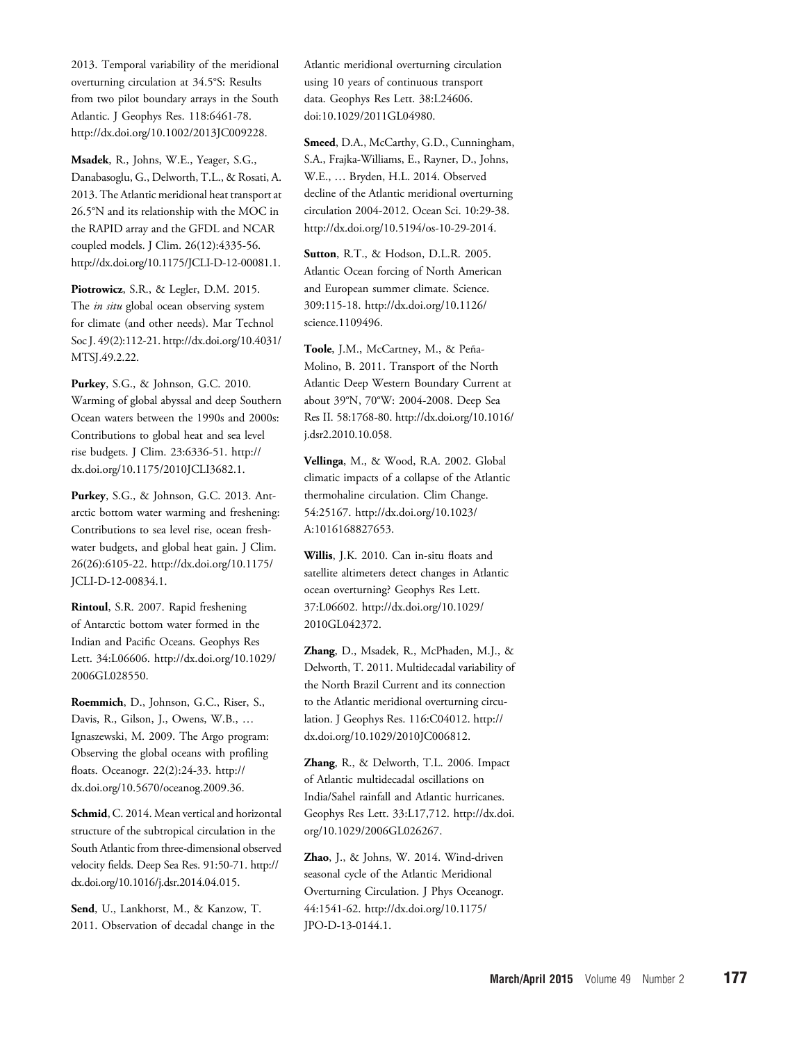2013. Temporal variability of the meridional overturning circulation at 34.5°S: Results from two pilot boundary arrays in the South Atlantic. J Geophys Res. 118:6461-78. http://dx.doi.org/10.1002/2013JC009228.

**Msadek**, R., Johns, W.E., Yeager, S.G., Danabasoglu, G., Delworth, T.L., & Rosati, A. 2013. The Atlantic meridional heat transport at 26.5°N and its relationship with the MOC in the RAPID array and the GFDL and NCAR coupled models. J Clim. 26(12):4335-56. http://dx.doi.org/10.1175/JCLI-D-12-00081.1.

**Piotrowicz**, S.R., & Legler, D.M. 2015. The *in situ* global ocean observing system for climate (and other needs). Mar Technol Soc J. 49(2):112-21. http://dx.doi.org/10.4031/MTSJ.49.2.22.

**Purkey**, S.G., & Johnson, G.C. 2010. Warming of global abyssal and deep Southern Ocean waters between the 1990s and 2000s: Contributions to global heat and sea level rise budgets. J Clim. 23:6336-51. http://dx.doi.org/10.1175/2010JCLI3682.1.

**Purkey**, S.G., & Johnson, G.C. 2013. Antarctic bottom water warming and freshening: Contributions to sea level rise, ocean freshwater budgets, and global heat gain. J Clim. 26(26):6105-22. http://dx.doi.org/10.1175/JCLI-D-12-00834.1.

**Rintoul**, S.R. 2007. Rapid freshening of Antarctic bottom water formed in the Indian and Pacific Oceans. Geophys Res Lett. 34:L06606. http://dx.doi.org/10.1029/2006GL028550.

**Roemmich**, D., Johnson, G.C., Riser, S., Davis, R., Gilson, J., Owens, W.B., … Ignaszewski, M. 2009. The Argo program: Observing the global oceans with profiling floats. Oceanogr. 22(2):24-33. http://dx.doi.org/10.5670/oceanog.2009.36.

**Schmid**, C. 2014. Mean vertical and horizontal structure of the subtropical circulation in the South Atlantic from three-dimensional observed velocity fields. Deep Sea Res. 91:50-71. http://dx.doi.org/10.1016/j.dsr.2014.04.015.

**Send**, U., Lankhorst, M., & Kanzow, T. 2011. Observation of decadal change in the Atlantic meridional overturning circulation using 10 years of continuous transport data. Geophys Res Lett. 38:L24606. doi:10.1029/2011GL04980.

**Smeed**, D.A., McCarthy, G.D., Cunningham, S.A., Frajka-Williams, E., Rayner, D., Johns, W.E., … Bryden, H.L. 2014. Observed decline of the Atlantic meridional overturning circulation 2004-2012. Ocean Sci. 10:29-38. http://dx.doi.org/10.5194/os-10-29-2014.

**Sutton**, R.T., & Hodson, D.L.R. 2005. Atlantic Ocean forcing of North American and European summer climate. Science. 309:115-18. http://dx.doi.org/10.1126/science.1109496.

**Toole**, J.M., McCartney, M., & Peña-Molino, B. 2011. Transport of the North Atlantic Deep Western Boundary Current at about 39°N, 70°W: 2004-2008. Deep Sea Res II. 58:1768-80. http://dx.doi.org/10.1016/j.dsr2.2010.10.058.

**Vellinga**, M., & Wood, R.A. 2002. Global climatic impacts of a collapse of the Atlantic thermohaline circulation. Clim Change. 54:25167. http://dx.doi.org/10.1023/A:1016168827653.

**Willis**, J.K. 2010. Can in-situ floats and satellite altimeters detect changes in Atlantic ocean overturning? Geophys Res Lett. 37:L06602. http://dx.doi.org/10.1029/2010GL042372.

**Zhang**, D., Msadek, R., McPhaden, M.J., & Delworth, T. 2011. Multidecadal variability of the North Brazil Current and its connection to the Atlantic meridional overturning circulation. J Geophys Res. 116:C04012. http://dx.doi.org/10.1029/2010JC006812.

**Zhang**, R., & Delworth, T.L. 2006. Impact of Atlantic multidecadal oscillations on India/Sahel rainfall and Atlantic hurricanes. Geophys Res Lett. 33:L17,712. http://dx.doi.org/10.1029/2006GL026267.

**Zhao**, J., & Johns, W. 2014. Wind-driven seasonal cycle of the Atlantic Meridional Overturning Circulation. J Phys Oceanogr. 44:1541-62. http://dx.doi.org/10.1175/JPO-D-13-0144.1.